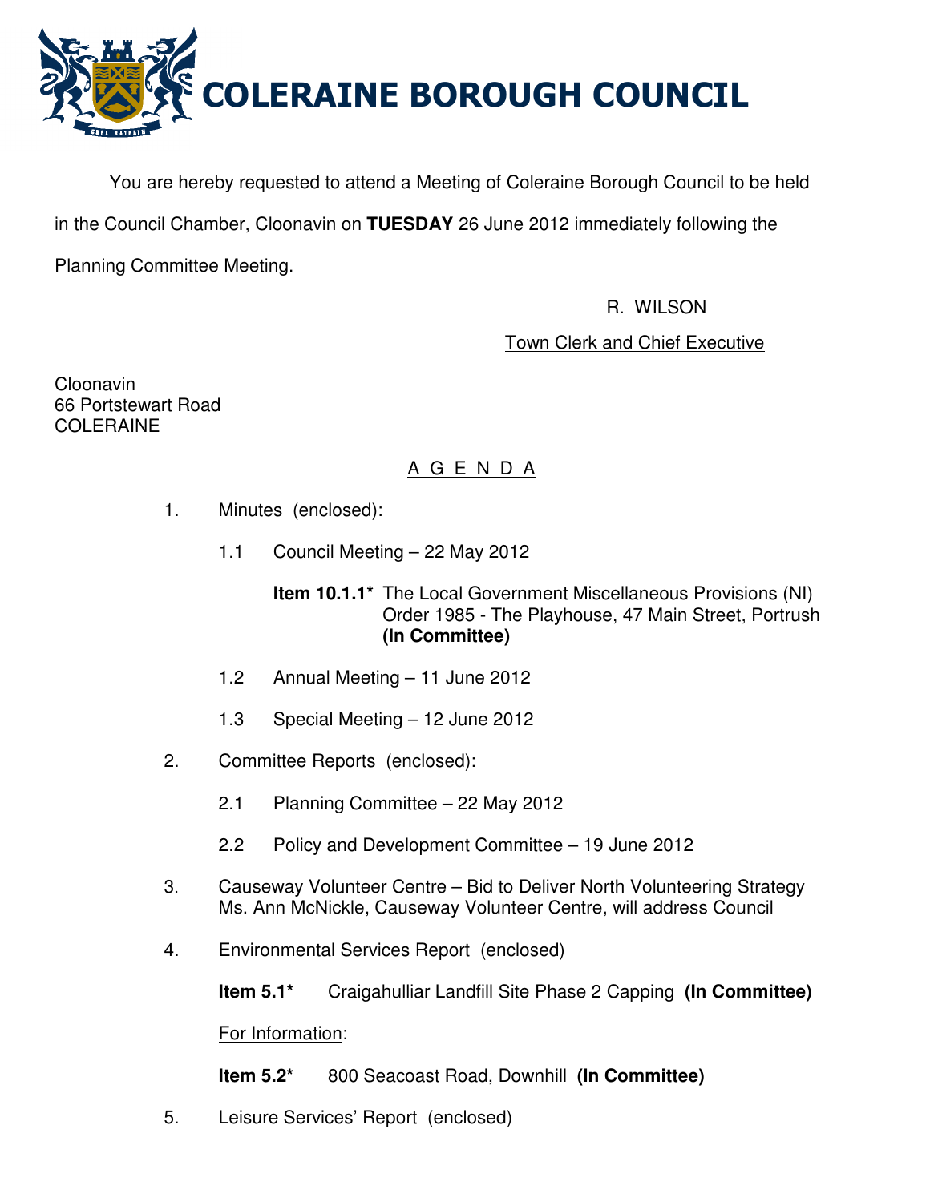# COLERAINE BOROUGH COUNCIL

You are hereby requested to attend a Meeting of Coleraine Borough Council to be held in the Council Chamber, Cloonavin on **TUESDAY** 26 June 2012 immediately following the Planning Committee Meeting.

R. WILSON

Town Clerk and Chief Executive

Cloonavin
66 Portstewart Road
COLERAINE

## A G E N D A

1. Minutes (enclosed):

   1.1 Council Meeting – 22 May 2012

   **Item 10.1.1*** The Local Government Miscellaneous Provisions (NI) Order 1985 - The Playhouse, 47 Main Street, Portrush **(In Committee)**

   1.2 Annual Meeting – 11 June 2012

   1.3 Special Meeting – 12 June 2012

2. Committee Reports (enclosed):

   2.1 Planning Committee – 22 May 2012

   2.2 Policy and Development Committee – 19 June 2012

3. Causeway Volunteer Centre – Bid to Deliver North Volunteering Strategy
   Ms. Ann McNickle, Causeway Volunteer Centre, will address Council

4. Environmental Services Report (enclosed)

   **Item 5.1*** Craigahulliar Landfill Site Phase 2 Capping **(In Committee)**

   For Information:

   **Item 5.2*** 800 Seacoast Road, Downhill **(In Committee)**

5. Leisure Services' Report (enclosed)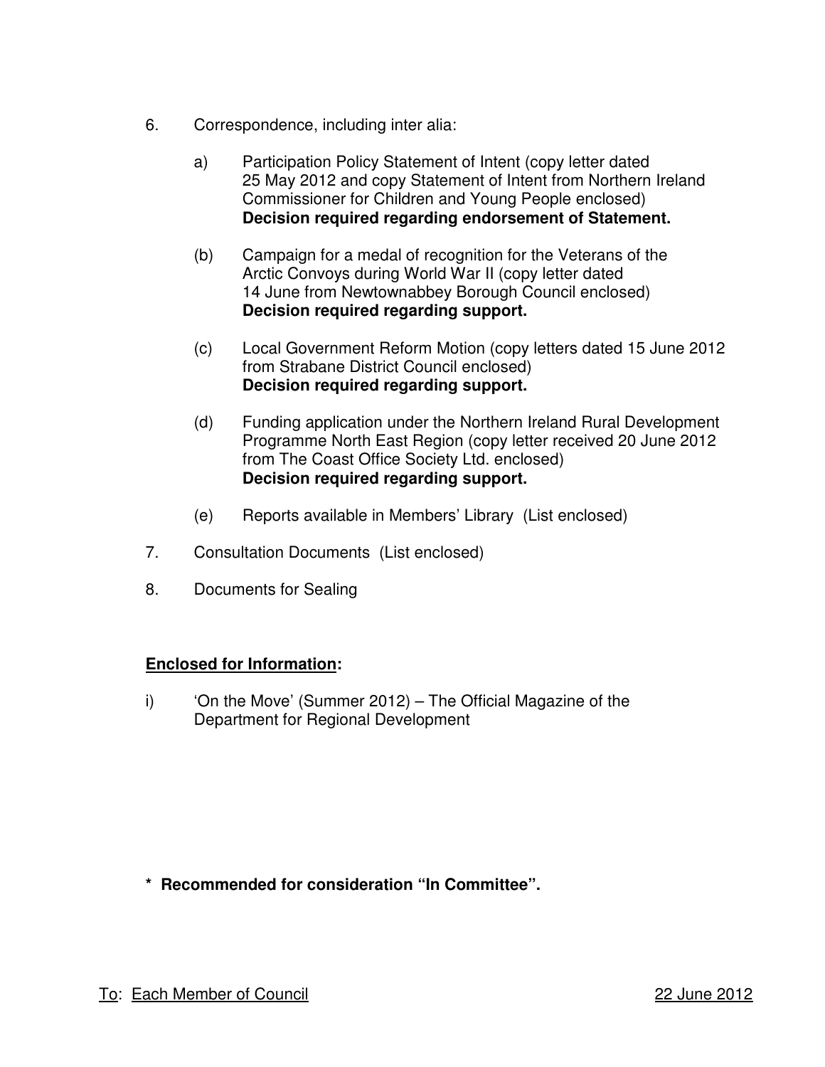6. Correspondence, including inter alia:

   a) Participation Policy Statement of Intent (copy letter dated 25 May 2012 and copy Statement of Intent from Northern Ireland Commissioner for Children and Young People enclosed)
   **Decision required regarding endorsement of Statement.**

   (b) Campaign for a medal of recognition for the Veterans of the Arctic Convoys during World War II (copy letter dated 14 June from Newtownabbey Borough Council enclosed)
   **Decision required regarding support.**

   (c) Local Government Reform Motion (copy letters dated 15 June 2012 from Strabane District Council enclosed)
   **Decision required regarding support.**

   (d) Funding application under the Northern Ireland Rural Development Programme North East Region (copy letter received 20 June 2012 from The Coast Office Society Ltd. enclosed)
   **Decision required regarding support.**

   (e) Reports available in Members' Library (List enclosed)

7. Consultation Documents (List enclosed)

8. Documents for Sealing

**<u>Enclosed for Information</u>:**

i) 'On the Move' (Summer 2012) – The Official Magazine of the Department for Regional Development

**\* Recommended for consideration "In Committee".**

<u>To</u>: <u>Each Member of Council</u> <u>22 June 2012</u>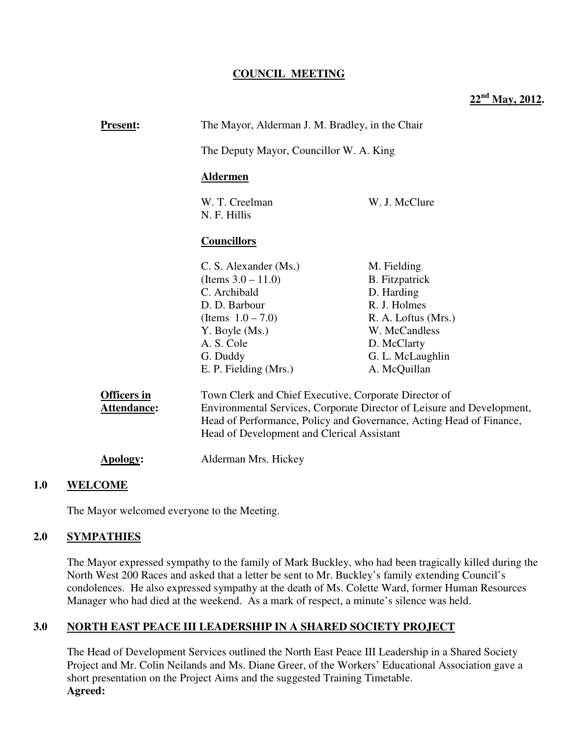**COUNCIL MEETING**

**22nd May, 2012.**

**Present:** The Mayor, Alderman J. M. Bradley, in the Chair

The Deputy Mayor, Councillor W. A. King

**Aldermen**

W. T. Creelman
W. J. McClure
N. F. Hillis

**Councillors**

C. S. Alexander (Ms.) (Items 3.0 – 11.0)
C. Archibald
D. D. Barbour (Items 1.0 – 7.0)
Y. Boyle (Ms.)
A. S. Cole
G. Duddy
E. P. Fielding (Mrs.)
M. Fielding
B. Fitzpatrick
D. Harding
R. J. Holmes
R. A. Loftus (Mrs.)
W. McCandless
D. McClarty
G. L. McLaughlin
A. McQuillan

**Officers in Attendance:** Town Clerk and Chief Executive, Corporate Director of Environmental Services, Corporate Director of Leisure and Development, Head of Performance, Policy and Governance, Acting Head of Finance, Head of Development and Clerical Assistant

**Apology:** Alderman Mrs. Hickey

## 1.0 WELCOME

The Mayor welcomed everyone to the Meeting.

## 2.0 SYMPATHIES

The Mayor expressed sympathy to the family of Mark Buckley, who had been tragically killed during the North West 200 Races and asked that a letter be sent to Mr. Buckley's family extending Council's condolences. He also expressed sympathy at the death of Ms. Colette Ward, former Human Resources Manager who had died at the weekend. As a mark of respect, a minute's silence was held.

## 3.0 NORTH EAST PEACE III LEADERSHIP IN A SHARED SOCIETY PROJECT

The Head of Development Services outlined the North East Peace III Leadership in a Shared Society Project and Mr. Colin Neilands and Ms. Diane Greer, of the Workers' Educational Association gave a short presentation on the Project Aims and the suggested Training Timetable.

**Agreed:**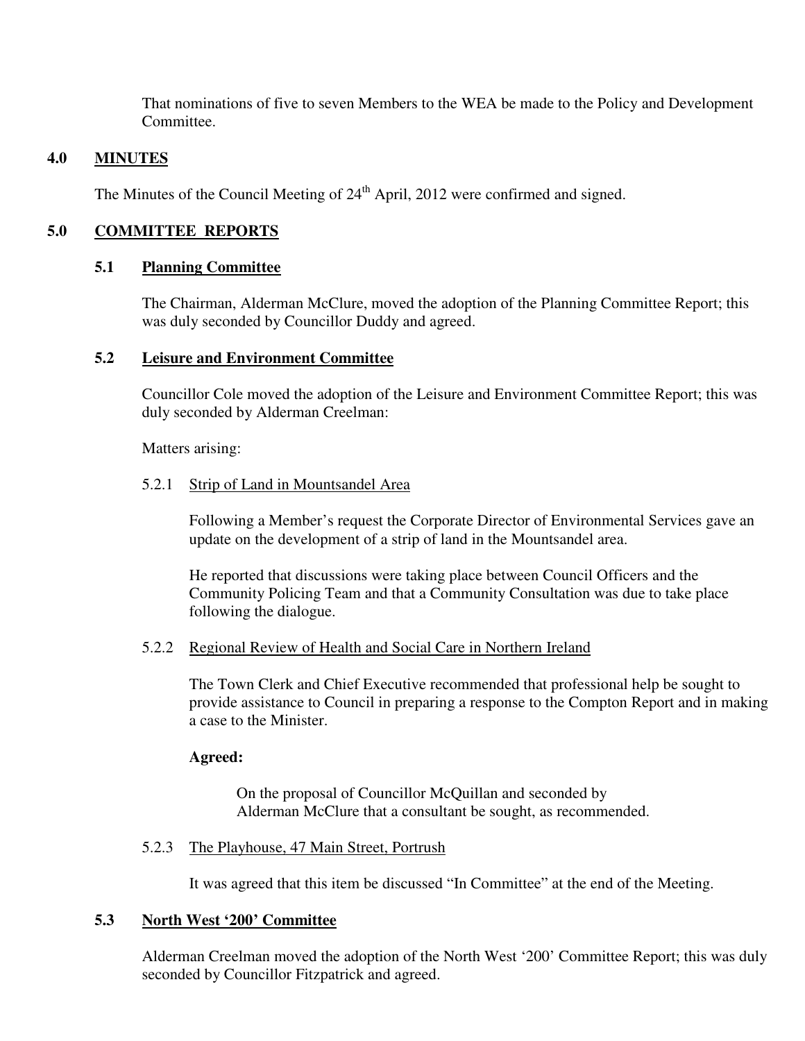That nominations of five to seven Members to the WEA be made to the Policy and Development Committee.

## 4.0 MINUTES

The Minutes of the Council Meeting of 24th April, 2012 were confirmed and signed.

## 5.0 COMMITTEE REPORTS

### 5.1 Planning Committee

The Chairman, Alderman McClure, moved the adoption of the Planning Committee Report; this was duly seconded by Councillor Duddy and agreed.

### 5.2 Leisure and Environment Committee

Councillor Cole moved the adoption of the Leisure and Environment Committee Report; this was duly seconded by Alderman Creelman:

Matters arising:

5.2.1 Strip of Land in Mountsandel Area

Following a Member's request the Corporate Director of Environmental Services gave an update on the development of a strip of land in the Mountsandel area.

He reported that discussions were taking place between Council Officers and the Community Policing Team and that a Community Consultation was due to take place following the dialogue.

5.2.2 Regional Review of Health and Social Care in Northern Ireland

The Town Clerk and Chief Executive recommended that professional help be sought to provide assistance to Council in preparing a response to the Compton Report and in making a case to the Minister.

**Agreed:**

On the proposal of Councillor McQuillan and seconded by Alderman McClure that a consultant be sought, as recommended.

5.2.3 The Playhouse, 47 Main Street, Portrush

It was agreed that this item be discussed "In Committee" at the end of the Meeting.

### 5.3 North West '200' Committee

Alderman Creelman moved the adoption of the North West '200' Committee Report; this was duly seconded by Councillor Fitzpatrick and agreed.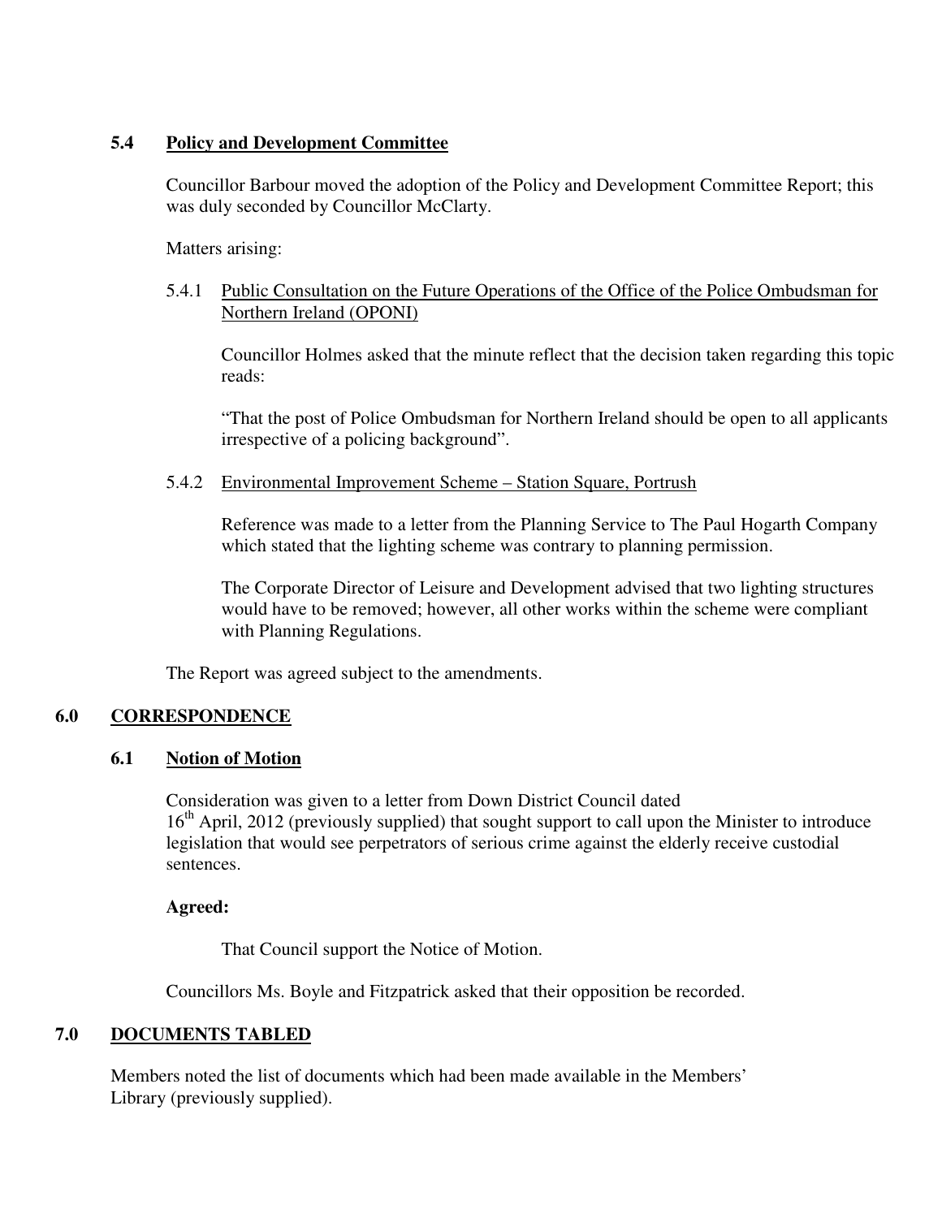### 5.4 Policy and Development Committee

Councillor Barbour moved the adoption of the Policy and Development Committee Report; this was duly seconded by Councillor McClarty.

Matters arising:

5.4.1 Public Consultation on the Future Operations of the Office of the Police Ombudsman for Northern Ireland (OPONI)

Councillor Holmes asked that the minute reflect that the decision taken regarding this topic reads:

"That the post of Police Ombudsman for Northern Ireland should be open to all applicants irrespective of a policing background".

5.4.2 Environmental Improvement Scheme – Station Square, Portrush

Reference was made to a letter from the Planning Service to The Paul Hogarth Company which stated that the lighting scheme was contrary to planning permission.

The Corporate Director of Leisure and Development advised that two lighting structures would have to be removed; however, all other works within the scheme were compliant with Planning Regulations.

The Report was agreed subject to the amendments.

## 6.0 CORRESPONDENCE

### 6.1 Notion of Motion

Consideration was given to a letter from Down District Council dated 16th April, 2012 (previously supplied) that sought support to call upon the Minister to introduce legislation that would see perpetrators of serious crime against the elderly receive custodial sentences.

**Agreed:**

That Council support the Notice of Motion.

Councillors Ms. Boyle and Fitzpatrick asked that their opposition be recorded.

## 7.0 DOCUMENTS TABLED

Members noted the list of documents which had been made available in the Members' Library (previously supplied).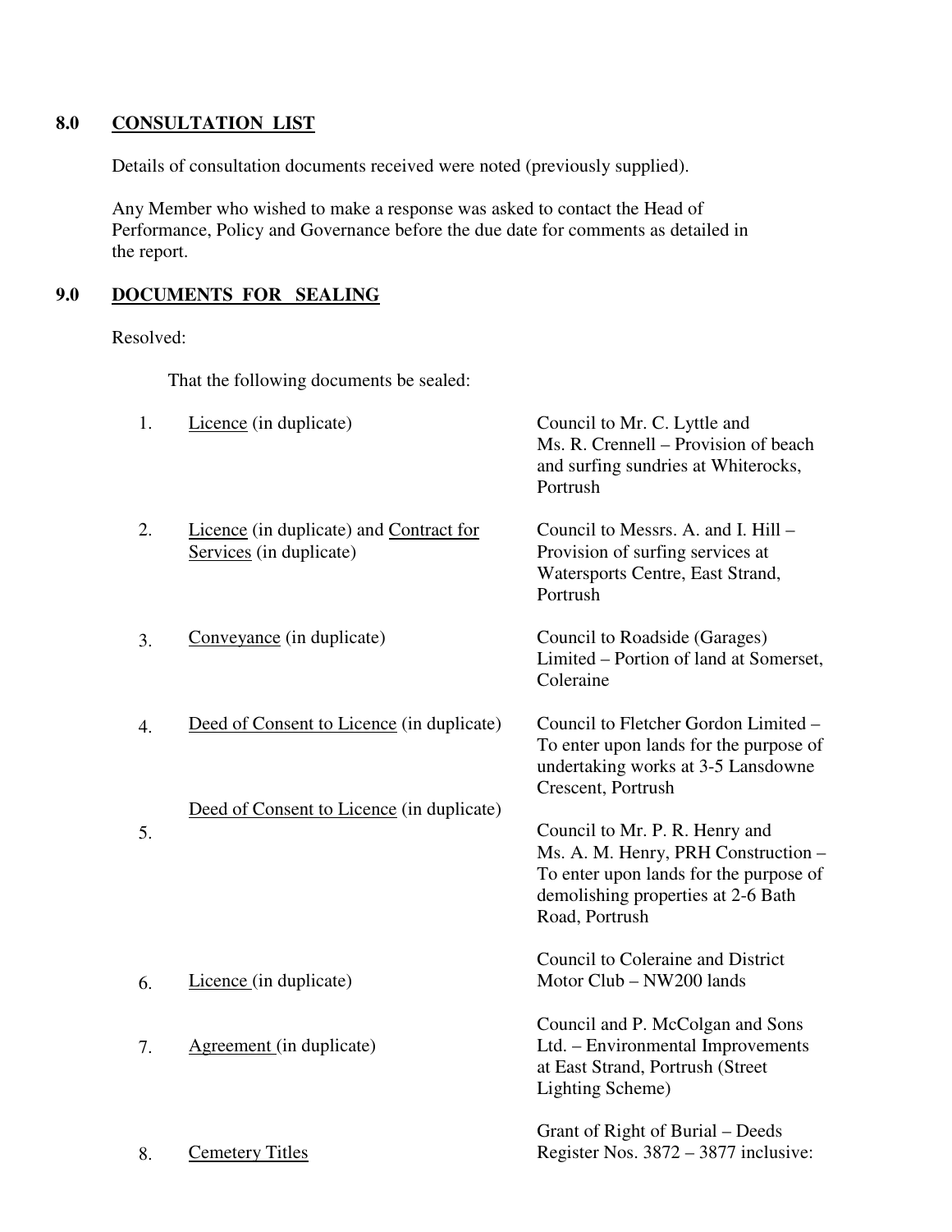## 8.0 CONSULTATION LIST

Details of consultation documents received were noted (previously supplied).

Any Member who wished to make a response was asked to contact the Head of Performance, Policy and Governance before the due date for comments as detailed in the report.

## 9.0 DOCUMENTS FOR SEALING

Resolved:

That the following documents be sealed:

| | | |
|---|---|---|
| 1. | Licence (in duplicate) | Council to Mr. C. Lyttle and Ms. R. Crennell – Provision of beach and surfing sundries at Whiterocks, Portrush |
| 2. | Licence (in duplicate) and Contract for Services (in duplicate) | Council to Messrs. A. and I. Hill – Provision of surfing services at Watersports Centre, East Strand, Portrush |
| 3. | Conveyance (in duplicate) | Council to Roadside (Garages) Limited – Portion of land at Somerset, Coleraine |
| 4. | Deed of Consent to Licence (in duplicate) | Council to Fletcher Gordon Limited – To enter upon lands for the purpose of undertaking works at 3-5 Lansdowne Crescent, Portrush |
| 5. | Deed of Consent to Licence (in duplicate) | Council to Mr. P. R. Henry and Ms. A. M. Henry, PRH Construction – To enter upon lands for the purpose of demolishing properties at 2-6 Bath Road, Portrush |
| 6. | Licence (in duplicate) | Council to Coleraine and District Motor Club – NW200 lands |
| 7. | Agreement (in duplicate) | Council and P. McColgan and Sons Ltd. – Environmental Improvements at East Strand, Portrush (Street Lighting Scheme) |
| 8. | Cemetery Titles | Grant of Right of Burial – Deeds Register Nos. 3872 – 3877 inclusive: |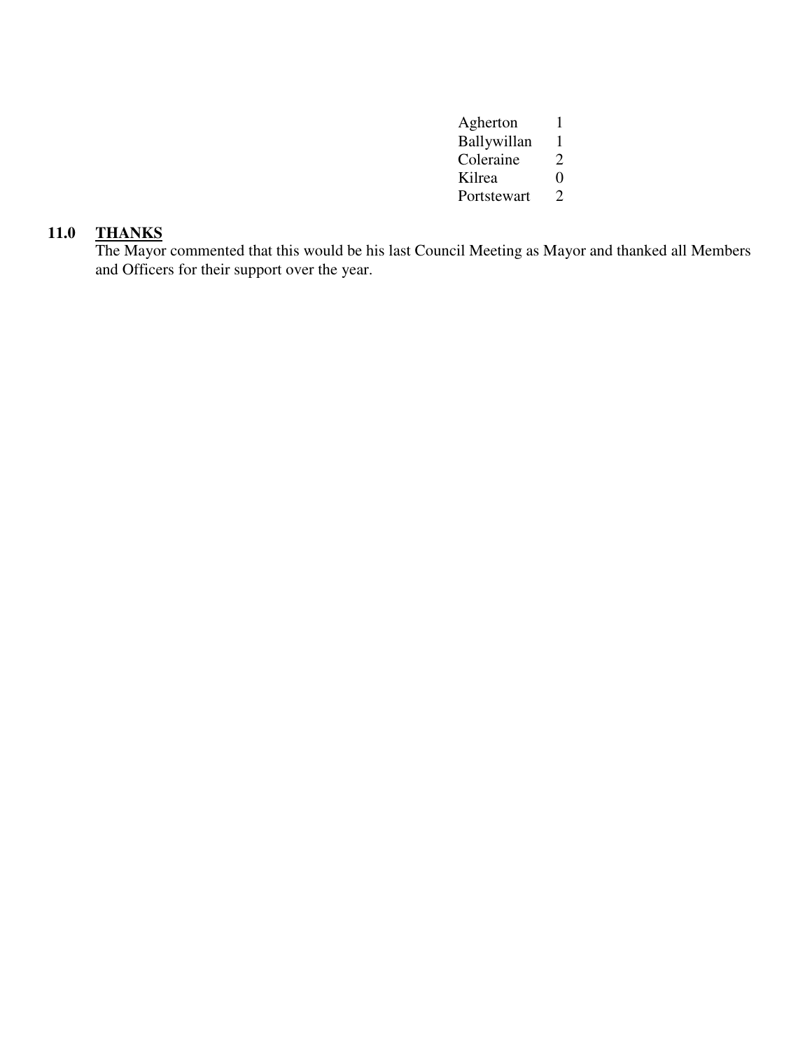| | |
|---|---|
| Agherton | 1 |
| Ballywillan | 1 |
| Coleraine | 2 |
| Kilrea | 0 |
| Portstewart | 2 |

## 11.0 THANKS

The Mayor commented that this would be his last Council Meeting as Mayor and thanked all Members and Officers for their support over the year.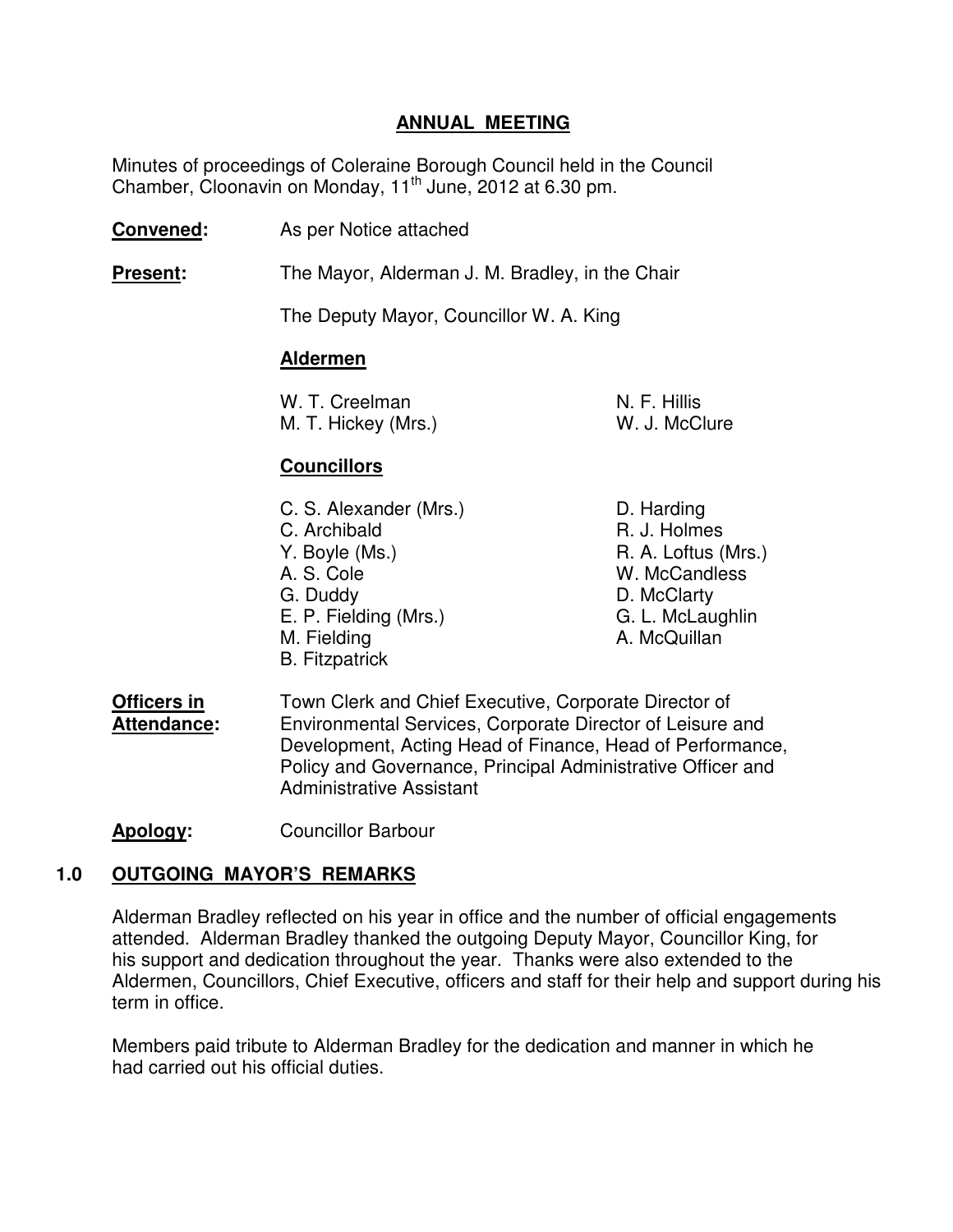## ANNUAL MEETING

Minutes of proceedings of Coleraine Borough Council held in the Council Chamber, Cloonavin on Monday, 11th June, 2012 at 6.30 pm.

**Convened:** As per Notice attached

**Present:** The Mayor, Alderman J. M. Bradley, in the Chair

The Deputy Mayor, Councillor W. A. King

**Aldermen**

W. T. Creelman
M. T. Hickey (Mrs.)
N. F. Hillis
W. J. McClure

**Councillors**

C. S. Alexander (Mrs.)
C. Archibald
Y. Boyle (Ms.)
A. S. Cole
G. Duddy
E. P. Fielding (Mrs.)
M. Fielding
B. Fitzpatrick
D. Harding
R. J. Holmes
R. A. Loftus (Mrs.)
W. McCandless
D. McClarty
G. L. McLaughlin
A. McQuillan

**Officers in Attendance:** Town Clerk and Chief Executive, Corporate Director of Environmental Services, Corporate Director of Leisure and Development, Acting Head of Finance, Head of Performance, Policy and Governance, Principal Administrative Officer and Administrative Assistant

**Apology:** Councillor Barbour

### 1.0 OUTGOING MAYOR'S REMARKS

Alderman Bradley reflected on his year in office and the number of official engagements attended. Alderman Bradley thanked the outgoing Deputy Mayor, Councillor King, for his support and dedication throughout the year. Thanks were also extended to the Aldermen, Councillors, Chief Executive, officers and staff for their help and support during his term in office.

Members paid tribute to Alderman Bradley for the dedication and manner in which he had carried out his official duties.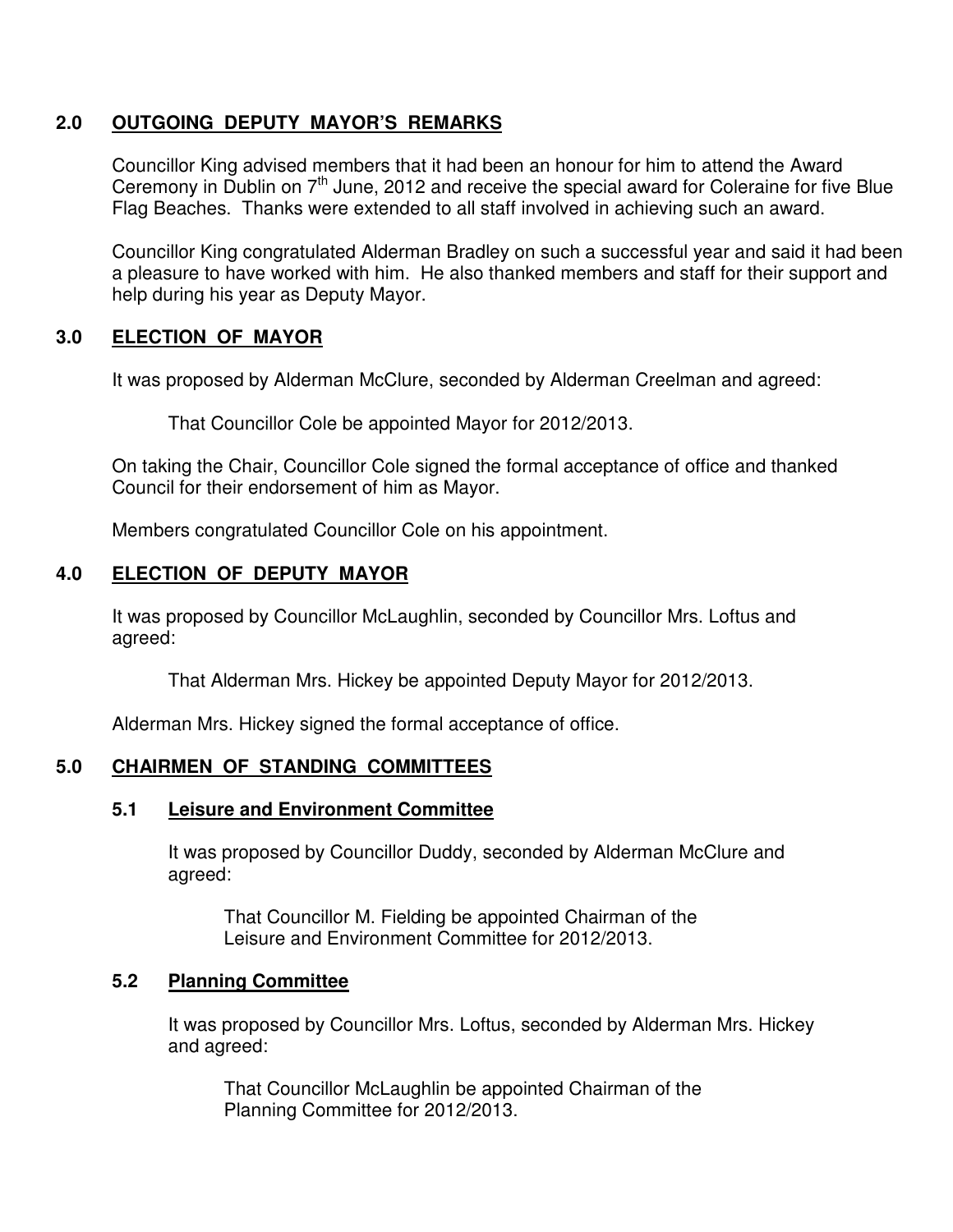## 2.0 OUTGOING DEPUTY MAYOR'S REMARKS

Councillor King advised members that it had been an honour for him to attend the Award Ceremony in Dublin on 7th June, 2012 and receive the special award for Coleraine for five Blue Flag Beaches. Thanks were extended to all staff involved in achieving such an award.

Councillor King congratulated Alderman Bradley on such a successful year and said it had been a pleasure to have worked with him. He also thanked members and staff for their support and help during his year as Deputy Mayor.

## 3.0 ELECTION OF MAYOR

It was proposed by Alderman McClure, seconded by Alderman Creelman and agreed:

> That Councillor Cole be appointed Mayor for 2012/2013.

On taking the Chair, Councillor Cole signed the formal acceptance of office and thanked Council for their endorsement of him as Mayor.

Members congratulated Councillor Cole on his appointment.

## 4.0 ELECTION OF DEPUTY MAYOR

It was proposed by Councillor McLaughlin, seconded by Councillor Mrs. Loftus and agreed:

> That Alderman Mrs. Hickey be appointed Deputy Mayor for 2012/2013.

Alderman Mrs. Hickey signed the formal acceptance of office.

## 5.0 CHAIRMEN OF STANDING COMMITTEES

### 5.1 Leisure and Environment Committee

It was proposed by Councillor Duddy, seconded by Alderman McClure and agreed:

> That Councillor M. Fielding be appointed Chairman of the Leisure and Environment Committee for 2012/2013.

### 5.2 Planning Committee

It was proposed by Councillor Mrs. Loftus, seconded by Alderman Mrs. Hickey and agreed:

> That Councillor McLaughlin be appointed Chairman of the Planning Committee for 2012/2013.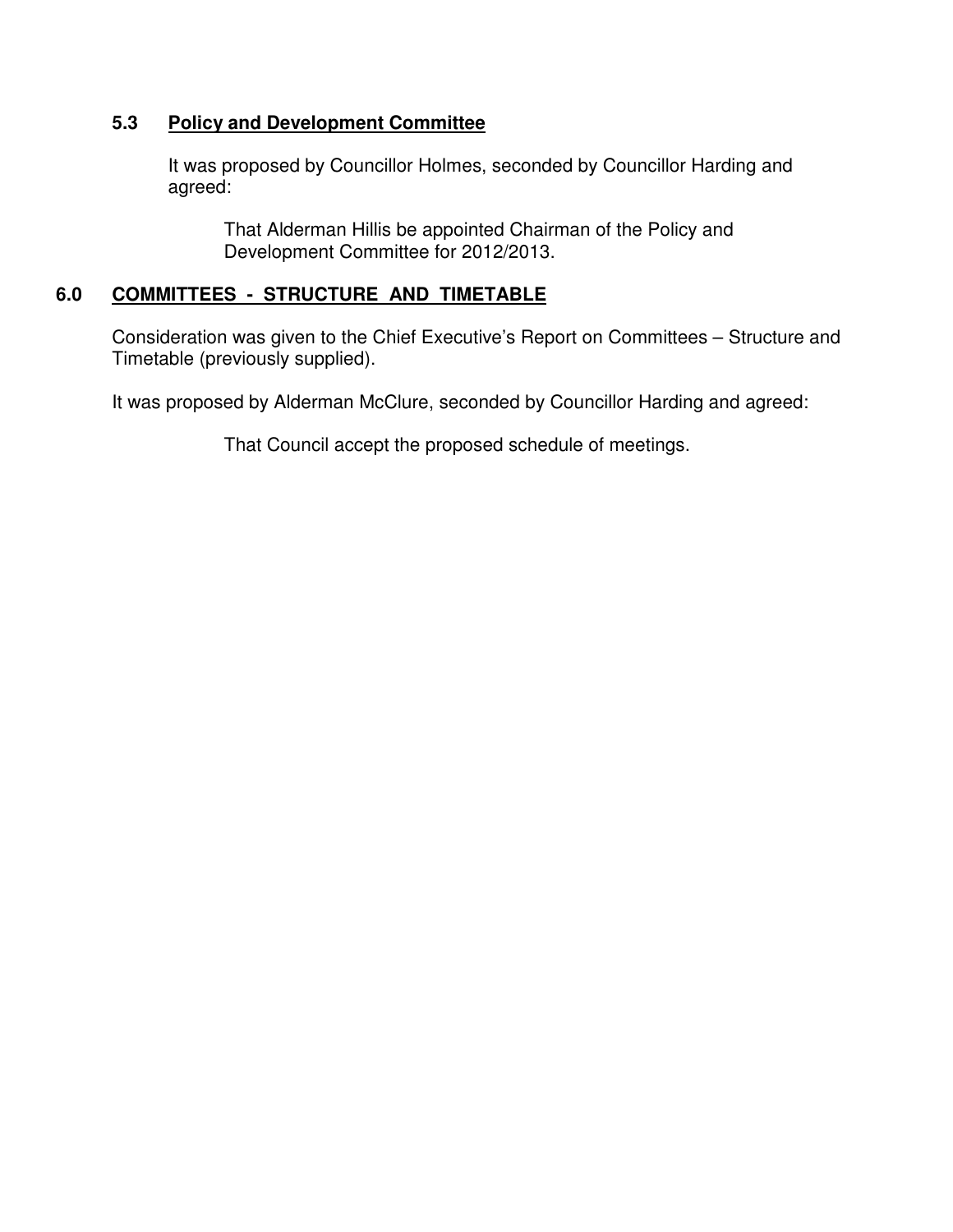### 5.3 Policy and Development Committee

It was proposed by Councillor Holmes, seconded by Councillor Harding and agreed:

> That Alderman Hillis be appointed Chairman of the Policy and Development Committee for 2012/2013.

## 6.0 COMMITTEES - STRUCTURE AND TIMETABLE

Consideration was given to the Chief Executive's Report on Committees – Structure and Timetable (previously supplied).

It was proposed by Alderman McClure, seconded by Councillor Harding and agreed:

> That Council accept the proposed schedule of meetings.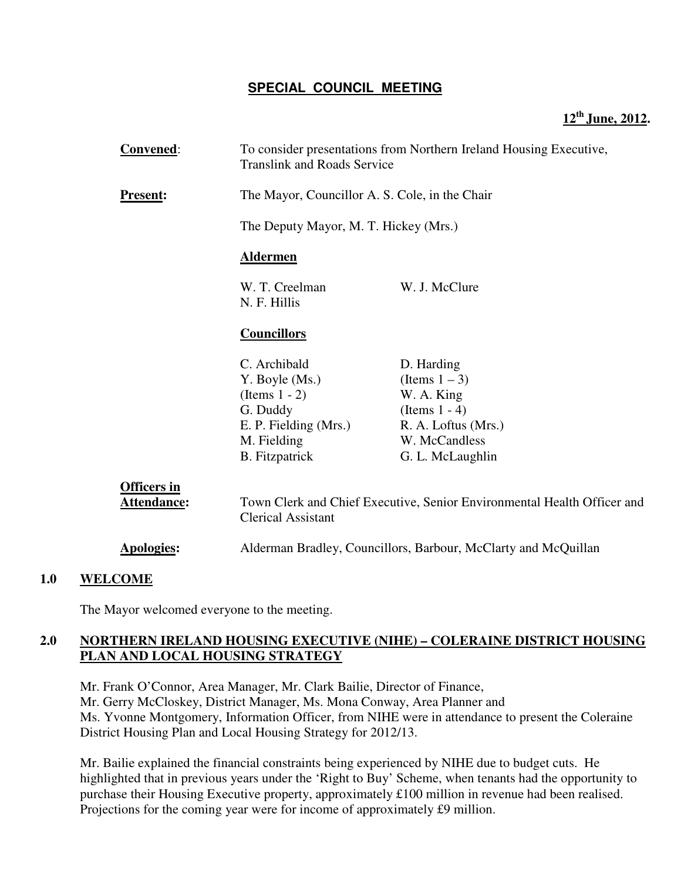# SPECIAL COUNCIL MEETING

**12th June, 2012.**

**Convened**: To consider presentations from Northern Ireland Housing Executive, Translink and Roads Service

**Present:** The Mayor, Councillor A. S. Cole, in the Chair

The Deputy Mayor, M. T. Hickey (Mrs.)

**Aldermen**

W. T. Creelman
W. J. McClure
N. F. Hillis

**Councillors**

C. Archibald
Y. Boyle (Ms.) (Items 1 - 2)
G. Duddy
E. P. Fielding (Mrs.)
M. Fielding
B. Fitzpatrick
D. Harding (Items 1 – 3)
W. A. King (Items 1 - 4)
R. A. Loftus (Mrs.)
W. McCandless
G. L. McLaughlin

**Officers in Attendance:** Town Clerk and Chief Executive, Senior Environmental Health Officer and Clerical Assistant

**Apologies:** Alderman Bradley, Councillors, Barbour, McClarty and McQuillan

## 1.0 WELCOME

The Mayor welcomed everyone to the meeting.

## 2.0 NORTHERN IRELAND HOUSING EXECUTIVE (NIHE) – COLERAINE DISTRICT HOUSING PLAN AND LOCAL HOUSING STRATEGY

Mr. Frank O'Connor, Area Manager, Mr. Clark Bailie, Director of Finance, Mr. Gerry McCloskey, District Manager, Ms. Mona Conway, Area Planner and Ms. Yvonne Montgomery, Information Officer, from NIHE were in attendance to present the Coleraine District Housing Plan and Local Housing Strategy for 2012/13.

Mr. Bailie explained the financial constraints being experienced by NIHE due to budget cuts. He highlighted that in previous years under the 'Right to Buy' Scheme, when tenants had the opportunity to purchase their Housing Executive property, approximately £100 million in revenue had been realised. Projections for the coming year were for income of approximately £9 million.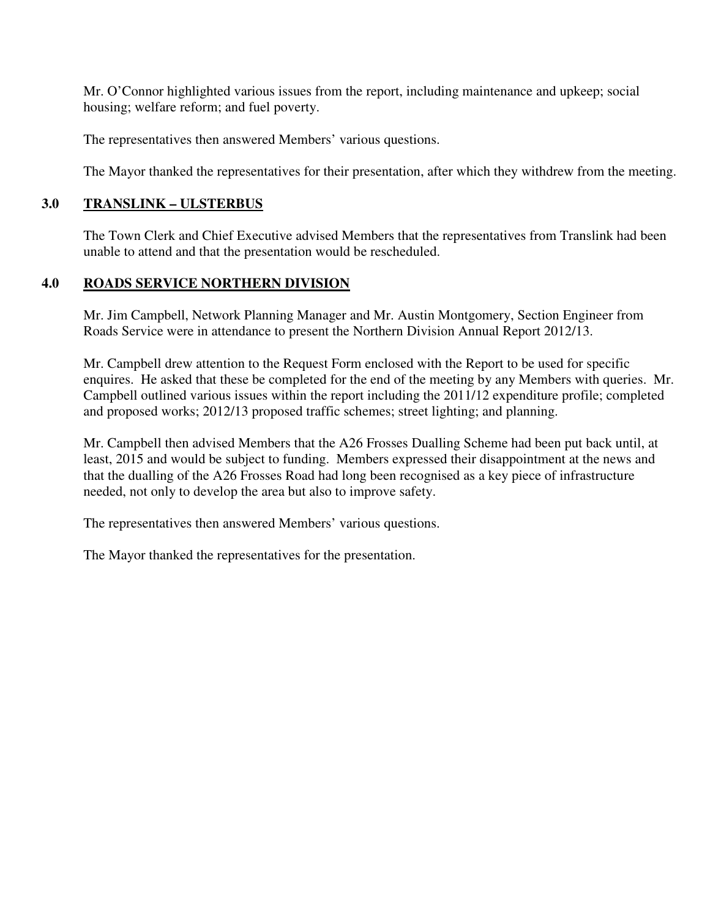Mr. O'Connor highlighted various issues from the report, including maintenance and upkeep; social housing; welfare reform; and fuel poverty.

The representatives then answered Members' various questions.

The Mayor thanked the representatives for their presentation, after which they withdrew from the meeting.

## 3.0 TRANSLINK – ULSTERBUS

The Town Clerk and Chief Executive advised Members that the representatives from Translink had been unable to attend and that the presentation would be rescheduled.

## 4.0 ROADS SERVICE NORTHERN DIVISION

Mr. Jim Campbell, Network Planning Manager and Mr. Austin Montgomery, Section Engineer from Roads Service were in attendance to present the Northern Division Annual Report 2012/13.

Mr. Campbell drew attention to the Request Form enclosed with the Report to be used for specific enquires. He asked that these be completed for the end of the meeting by any Members with queries. Mr. Campbell outlined various issues within the report including the 2011/12 expenditure profile; completed and proposed works; 2012/13 proposed traffic schemes; street lighting; and planning.

Mr. Campbell then advised Members that the A26 Frosses Dualling Scheme had been put back until, at least, 2015 and would be subject to funding. Members expressed their disappointment at the news and that the dualling of the A26 Frosses Road had long been recognised as a key piece of infrastructure needed, not only to develop the area but also to improve safety.

The representatives then answered Members' various questions.

The Mayor thanked the representatives for the presentation.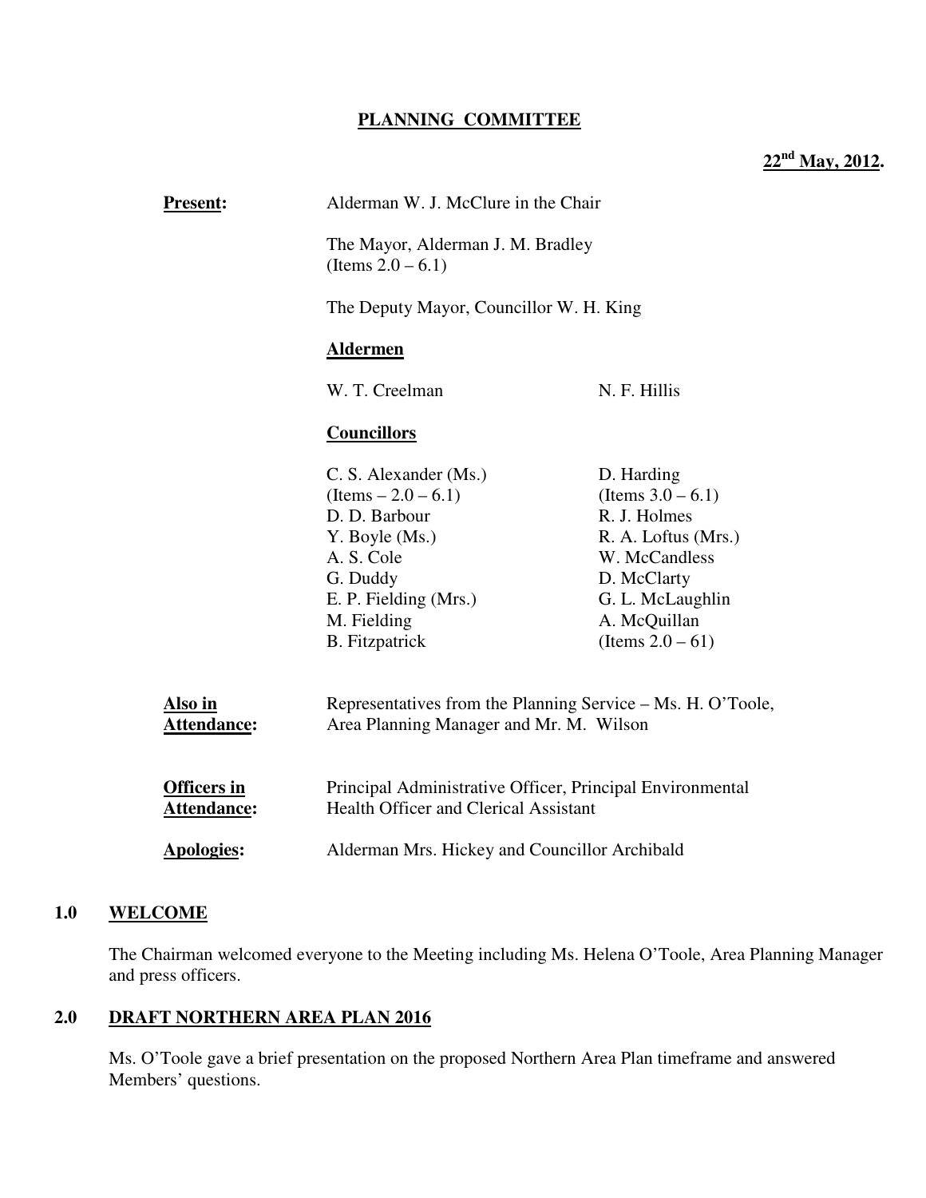**PLANNING COMMITTEE**

**22nd May, 2012.**

**Present:** Alderman W. J. McClure in the Chair

The Mayor, Alderman J. M. Bradley (Items 2.0 – 6.1)

The Deputy Mayor, Councillor W. H. King

**Aldermen**

W. T. Creelman
N. F. Hillis

**Councillors**

C. S. Alexander (Ms.) (Items – 2.0 – 6.1)
D. D. Barbour
Y. Boyle (Ms.)
A. S. Cole
G. Duddy
E. P. Fielding (Mrs.)
M. Fielding
B. Fitzpatrick
D. Harding (Items 3.0 – 6.1)
R. J. Holmes
R. A. Loftus (Mrs.)
W. McCandless
D. McClarty
G. L. McLaughlin
A. McQuillan (Items 2.0 – 61)

**Also in Attendance:** Representatives from the Planning Service – Ms. H. O'Toole, Area Planning Manager and Mr. M. Wilson

**Officers in Attendance:** Principal Administrative Officer, Principal Environmental Health Officer and Clerical Assistant

**Apologies:** Alderman Mrs. Hickey and Councillor Archibald

## 1.0 WELCOME

The Chairman welcomed everyone to the Meeting including Ms. Helena O'Toole, Area Planning Manager and press officers.

## 2.0 DRAFT NORTHERN AREA PLAN 2016

Ms. O'Toole gave a brief presentation on the proposed Northern Area Plan timeframe and answered Members' questions.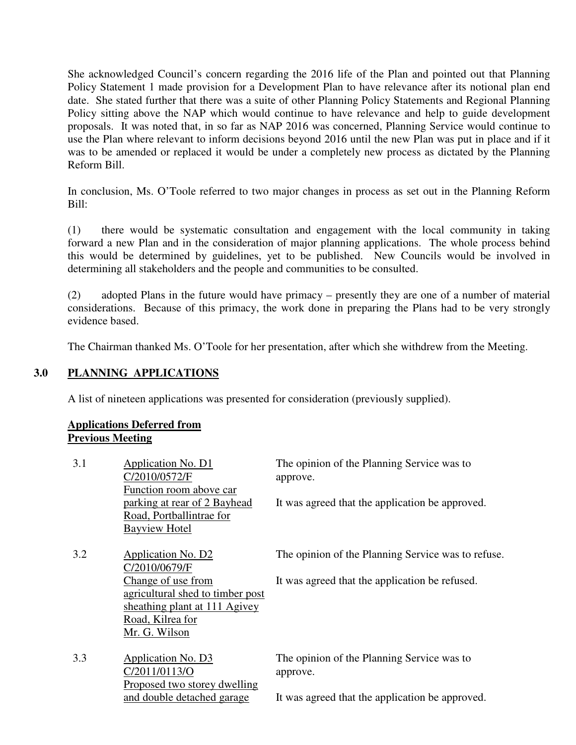She acknowledged Council's concern regarding the 2016 life of the Plan and pointed out that Planning Policy Statement 1 made provision for a Development Plan to have relevance after its notional plan end date. She stated further that there was a suite of other Planning Policy Statements and Regional Planning Policy sitting above the NAP which would continue to have relevance and help to guide development proposals. It was noted that, in so far as NAP 2016 was concerned, Planning Service would continue to use the Plan where relevant to inform decisions beyond 2016 until the new Plan was put in place and if it was to be amended or replaced it would be under a completely new process as dictated by the Planning Reform Bill.

In conclusion, Ms. O'Toole referred to two major changes in process as set out in the Planning Reform Bill:

(1) there would be systematic consultation and engagement with the local community in taking forward a new Plan and in the consideration of major planning applications. The whole process behind this would be determined by guidelines, yet to be published. New Councils would be involved in determining all stakeholders and the people and communities to be consulted.

(2) adopted Plans in the future would have primacy – presently they are one of a number of material considerations. Because of this primacy, the work done in preparing the Plans had to be very strongly evidence based.

The Chairman thanked Ms. O'Toole for her presentation, after which she withdrew from the Meeting.

## 3.0 PLANNING APPLICATIONS

A list of nineteen applications was presented for consideration (previously supplied).

**Applications Deferred from Previous Meeting**

| | | |
|---|---|---|
| 3.1 | Application No. D1<br>C/2010/0572/F<br>Function room above car parking at rear of 2 Bayhead Road, Portballintrae for Bayview Hotel | The opinion of the Planning Service was to approve.<br><br>It was agreed that the application be approved. |
| 3.2 | Application No. D2<br>C/2010/0679/F<br>Change of use from agricultural shed to timber post sheathing plant at 111 Agivey Road, Kilrea for Mr. G. Wilson | The opinion of the Planning Service was to refuse.<br><br>It was agreed that the application be refused. |
| 3.3 | Application No. D3<br>C/2011/0113/O<br>Proposed two storey dwelling and double detached garage | The opinion of the Planning Service was to approve.<br><br>It was agreed that the application be approved. |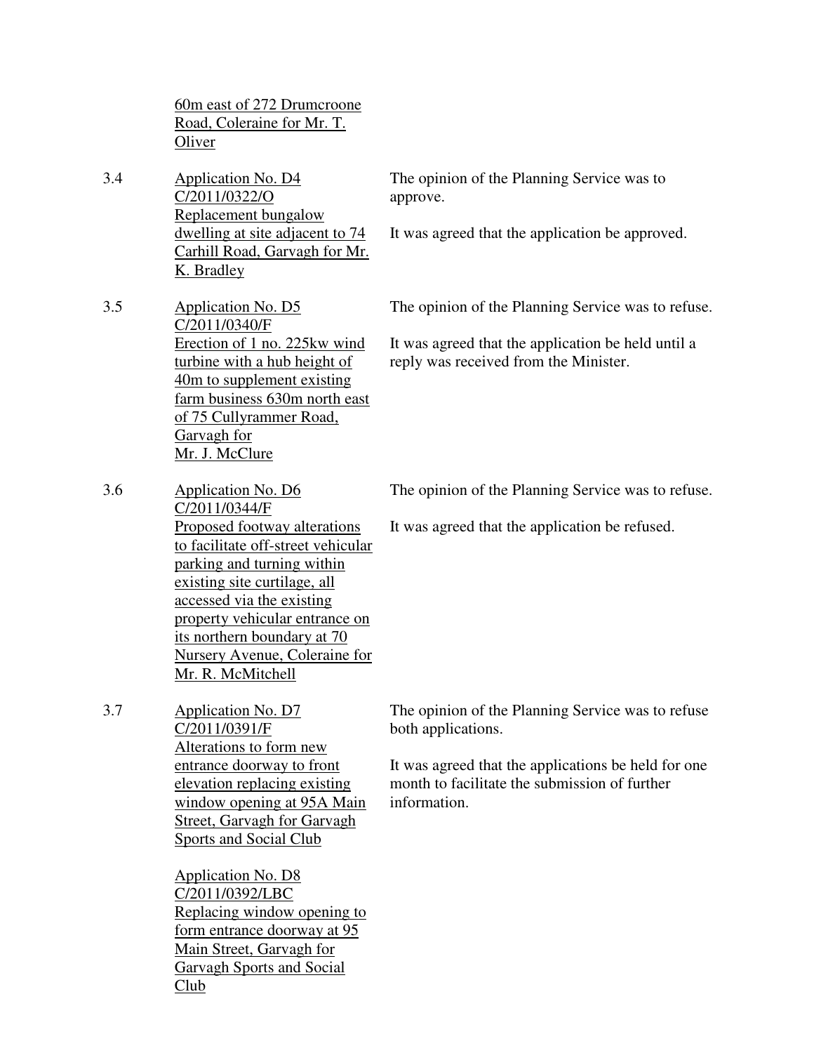60m east of 272 Drumcroone Road, Coleraine for Mr. T. Oliver

3.4 Application No. D4
C/2011/0322/O
Replacement bungalow dwelling at site adjacent to 74 Carhill Road, Garvagh for Mr. K. Bradley

The opinion of the Planning Service was to approve.

It was agreed that the application be approved.

3.5 Application No. D5
C/2011/0340/F
Erection of 1 no. 225kw wind turbine with a hub height of 40m to supplement existing farm business 630m north east of 75 Cullyrammer Road, Garvagh for Mr. J. McClure

The opinion of the Planning Service was to refuse.

It was agreed that the application be held until a reply was received from the Minister.

3.6 Application No. D6
C/2011/0344/F
Proposed footway alterations to facilitate off-street vehicular parking and turning within existing site curtilage, all accessed via the existing property vehicular entrance on its northern boundary at 70 Nursery Avenue, Coleraine for Mr. R. McMitchell

The opinion of the Planning Service was to refuse.

It was agreed that the application be refused.

3.7 Application No. D7
C/2011/0391/F
Alterations to form new entrance doorway to front elevation replacing existing window opening at 95A Main Street, Garvagh for Garvagh Sports and Social Club

Application No. D8
C/2011/0392/LBC
Replacing window opening to form entrance doorway at 95 Main Street, Garvagh for Garvagh Sports and Social Club

The opinion of the Planning Service was to refuse both applications.

It was agreed that the applications be held for one month to facilitate the submission of further information.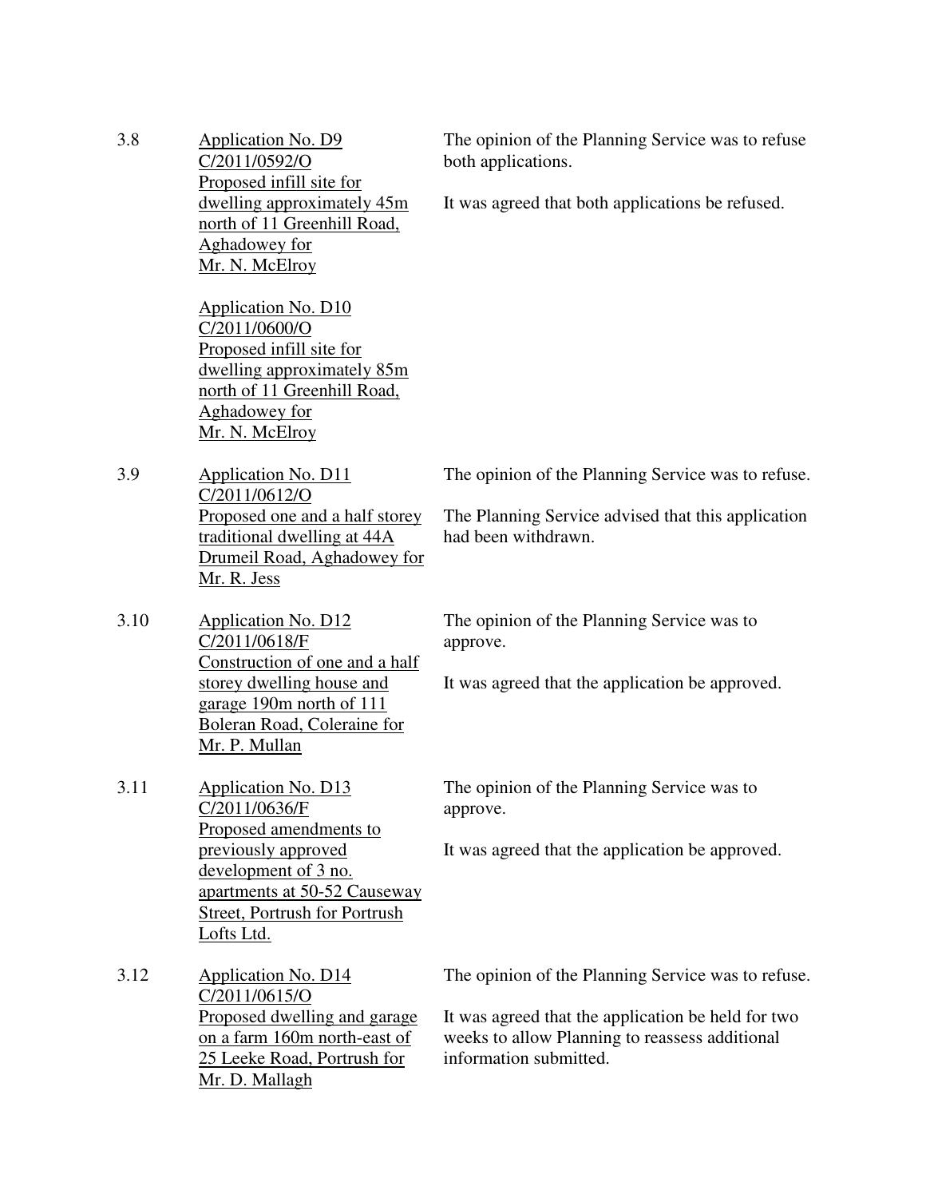| | | |
|---|---|---|
| 3.8 | Application No. D9<br>C/2011/0592/O<br>Proposed infill site for dwelling approximately 45m north of 11 Greenhill Road, Aghadowey for Mr. N. McElroy<br><br>Application No. D10<br>C/2011/0600/O<br>Proposed infill site for dwelling approximately 85m north of 11 Greenhill Road, Aghadowey for Mr. N. McElroy | The opinion of the Planning Service was to refuse both applications.<br><br>It was agreed that both applications be refused. |
| 3.9 | Application No. D11<br>C/2011/0612/O<br>Proposed one and a half storey traditional dwelling at 44A Drumeil Road, Aghadowey for Mr. R. Jess | The opinion of the Planning Service was to refuse.<br><br>The Planning Service advised that this application had been withdrawn. |
| 3.10 | Application No. D12<br>C/2011/0618/F<br>Construction of one and a half storey dwelling house and garage 190m north of 111 Boleran Road, Coleraine for Mr. P. Mullan | The opinion of the Planning Service was to approve.<br><br>It was agreed that the application be approved. |
| 3.11 | Application No. D13<br>C/2011/0636/F<br>Proposed amendments to previously approved development of 3 no. apartments at 50-52 Causeway Street, Portrush for Portrush Lofts Ltd. | The opinion of the Planning Service was to approve.<br><br>It was agreed that the application be approved. |
| 3.12 | Application No. D14<br>C/2011/0615/O<br>Proposed dwelling and garage on a farm 160m north-east of 25 Leeke Road, Portrush for Mr. D. Mallagh | The opinion of the Planning Service was to refuse.<br><br>It was agreed that the application be held for two weeks to allow Planning to reassess additional information submitted. |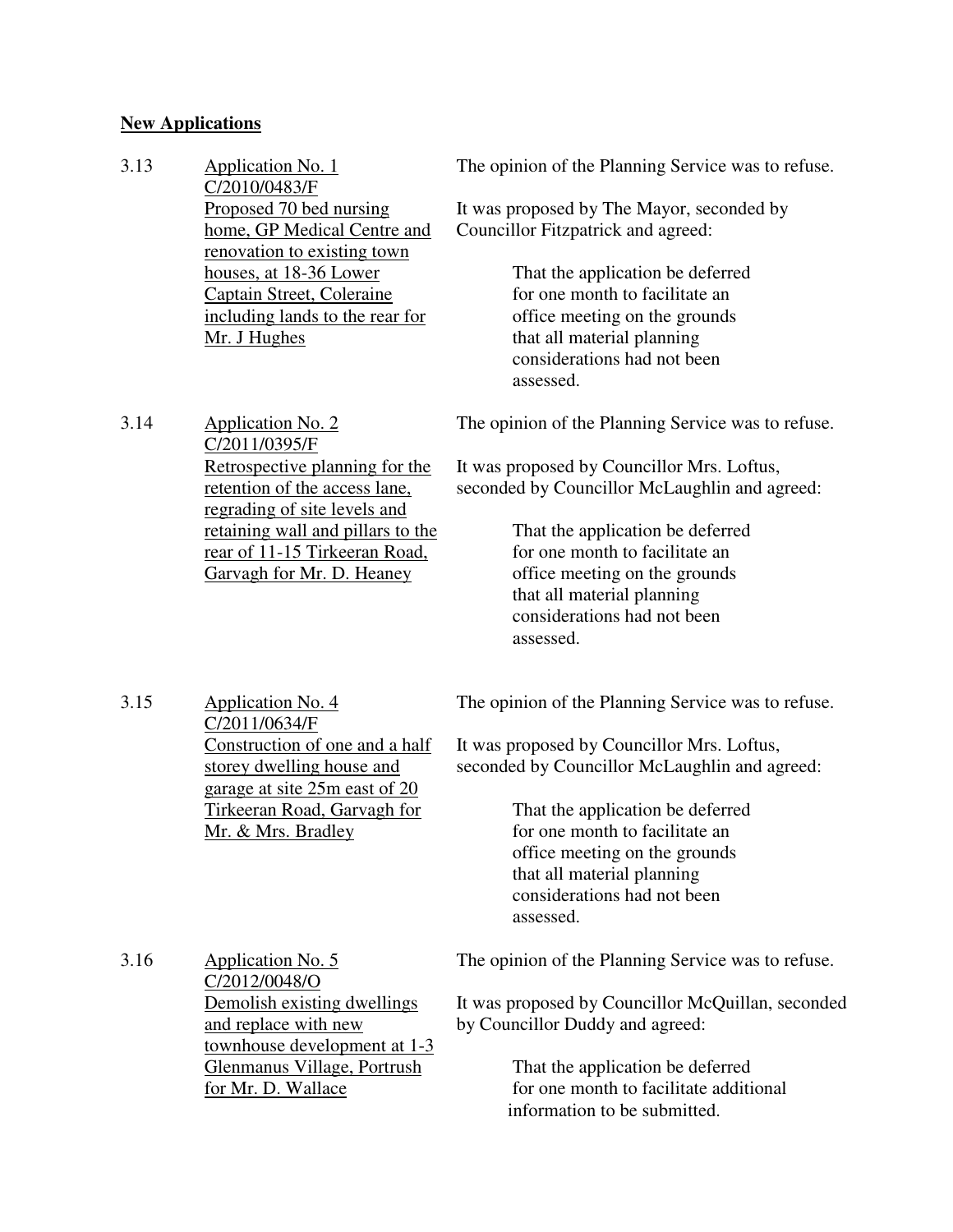**New Applications**

3.13 Application No. 1
C/2010/0483/F
Proposed 70 bed nursing home, GP Medical Centre and renovation to existing town houses, at 18-36 Lower Captain Street, Coleraine including lands to the rear for Mr. J Hughes

The opinion of the Planning Service was to refuse.

It was proposed by The Mayor, seconded by Councillor Fitzpatrick and agreed:

> That the application be deferred for one month to facilitate an office meeting on the grounds that all material planning considerations had not been assessed.

3.14 Application No. 2
C/2011/0395/F
Retrospective planning for the retention of the access lane, regrading of site levels and retaining wall and pillars to the rear of 11-15 Tirkeeran Road, Garvagh for Mr. D. Heaney

The opinion of the Planning Service was to refuse.

It was proposed by Councillor Mrs. Loftus, seconded by Councillor McLaughlin and agreed:

> That the application be deferred for one month to facilitate an office meeting on the grounds that all material planning considerations had not been assessed.

3.15 Application No. 4
C/2011/0634/F
Construction of one and a half storey dwelling house and garage at site 25m east of 20 Tirkeeran Road, Garvagh for Mr. & Mrs. Bradley

The opinion of the Planning Service was to refuse.

It was proposed by Councillor Mrs. Loftus, seconded by Councillor McLaughlin and agreed:

> That the application be deferred for one month to facilitate an office meeting on the grounds that all material planning considerations had not been assessed.

3.16 Application No. 5
C/2012/0048/O
Demolish existing dwellings and replace with new townhouse development at 1-3 Glenmanus Village, Portrush for Mr. D. Wallace

The opinion of the Planning Service was to refuse.

It was proposed by Councillor McQuillan, seconded by Councillor Duddy and agreed:

> That the application be deferred for one month to facilitate additional information to be submitted.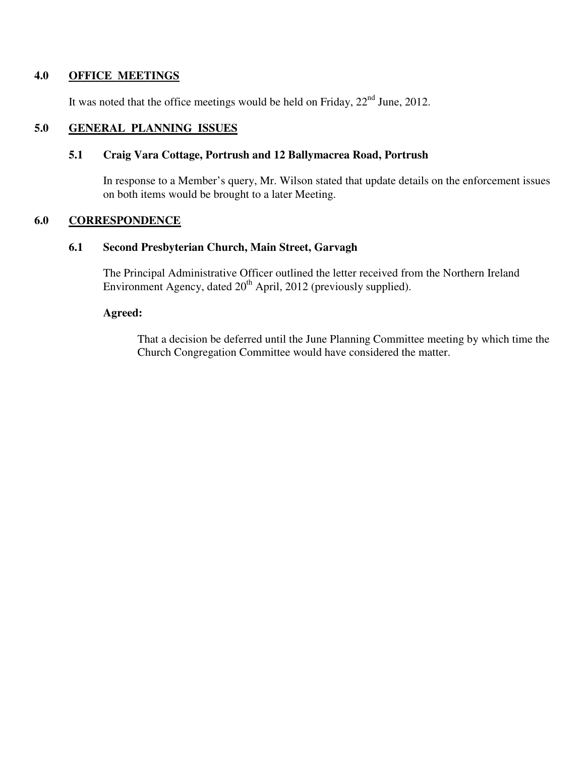## 4.0 OFFICE MEETINGS

It was noted that the office meetings would be held on Friday, 22nd June, 2012.

## 5.0 GENERAL PLANNING ISSUES

### 5.1 Craig Vara Cottage, Portrush and 12 Ballymacrea Road, Portrush

In response to a Member's query, Mr. Wilson stated that update details on the enforcement issues on both items would be brought to a later Meeting.

## 6.0 CORRESPONDENCE

### 6.1 Second Presbyterian Church, Main Street, Garvagh

The Principal Administrative Officer outlined the letter received from the Northern Ireland Environment Agency, dated 20th April, 2012 (previously supplied).

**Agreed:**

That a decision be deferred until the June Planning Committee meeting by which time the Church Congregation Committee would have considered the matter.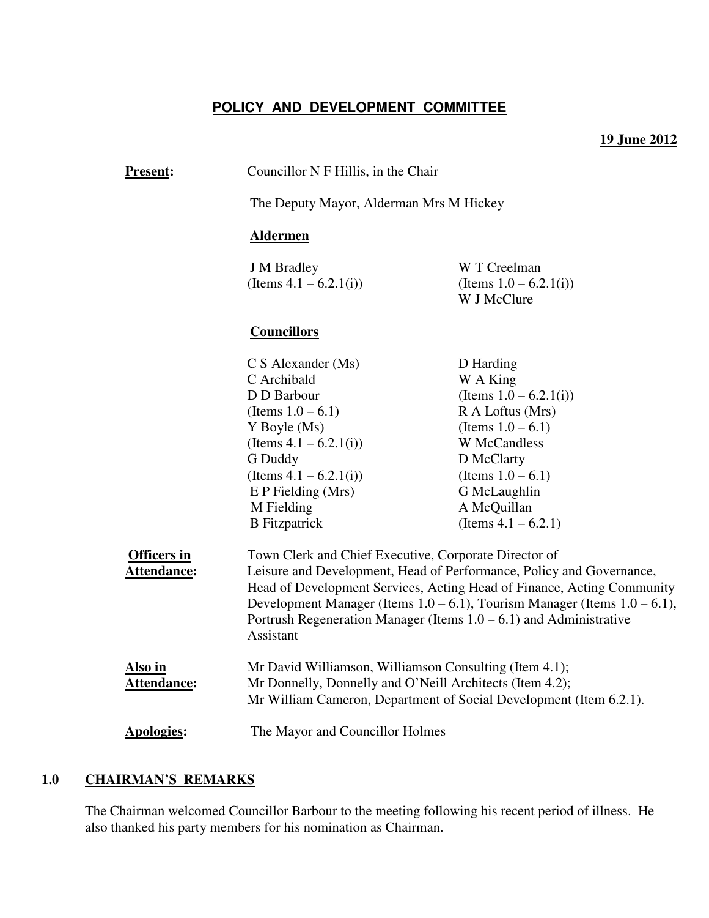# POLICY AND DEVELOPMENT COMMITTEE

**19 June 2012**

**Present:** Councillor N F Hillis, in the Chair

The Deputy Mayor, Alderman Mrs M Hickey

**Aldermen**

J M Bradley (Items 4.1 – 6.2.1(i))
W T Creelman (Items 1.0 – 6.2.1(i))
W J McClure

**Councillors**

C S Alexander (Ms)
C Archibald
D D Barbour (Items 1.0 – 6.1)
Y Boyle (Ms) (Items 4.1 – 6.2.1(i))
G Duddy (Items 4.1 – 6.2.1(i))
E P Fielding (Mrs)
M Fielding
B Fitzpatrick
D Harding
W A King (Items 1.0 – 6.2.1(i))
R A Loftus (Mrs) (Items 1.0 – 6.1)
W McCandless
D McClarty (Items 1.0 – 6.1)
G McLaughlin
A McQuillan (Items 4.1 – 6.2.1)

**Officers in Attendance:** Town Clerk and Chief Executive, Corporate Director of Leisure and Development, Head of Performance, Policy and Governance, Head of Development Services, Acting Head of Finance, Acting Community Development Manager (Items 1.0 – 6.1), Tourism Manager (Items 1.0 – 6.1), Portrush Regeneration Manager (Items 1.0 – 6.1) and Administrative Assistant

**Also in Attendance:** Mr David Williamson, Williamson Consulting (Item 4.1); Mr Donnelly, Donnelly and O'Neill Architects (Item 4.2); Mr William Cameron, Department of Social Development (Item 6.2.1).

**Apologies:** The Mayor and Councillor Holmes

## 1.0 CHAIRMAN'S REMARKS

The Chairman welcomed Councillor Barbour to the meeting following his recent period of illness. He also thanked his party members for his nomination as Chairman.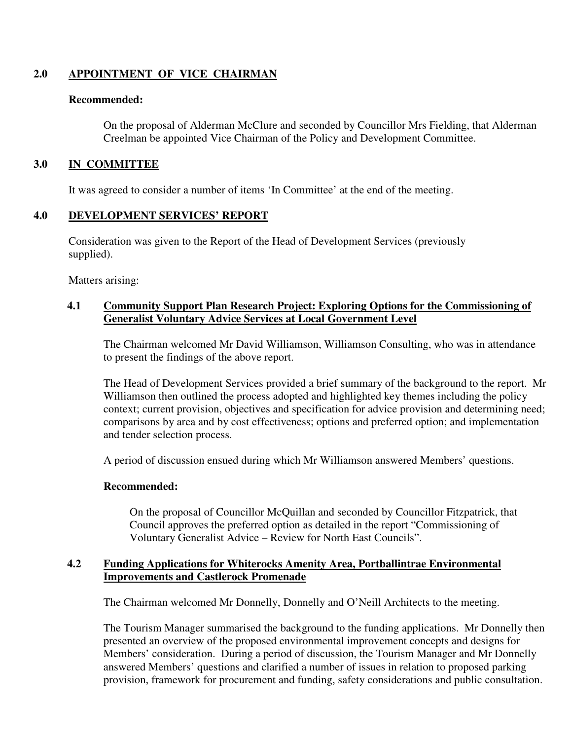## 2.0 APPOINTMENT OF VICE CHAIRMAN

**Recommended:**

On the proposal of Alderman McClure and seconded by Councillor Mrs Fielding, that Alderman Creelman be appointed Vice Chairman of the Policy and Development Committee.

## 3.0 IN COMMITTEE

It was agreed to consider a number of items 'In Committee' at the end of the meeting.

## 4.0 DEVELOPMENT SERVICES' REPORT

Consideration was given to the Report of the Head of Development Services (previously supplied).

Matters arising:

### 4.1 Community Support Plan Research Project: Exploring Options for the Commissioning of Generalist Voluntary Advice Services at Local Government Level

The Chairman welcomed Mr David Williamson, Williamson Consulting, who was in attendance to present the findings of the above report.

The Head of Development Services provided a brief summary of the background to the report. Mr Williamson then outlined the process adopted and highlighted key themes including the policy context; current provision, objectives and specification for advice provision and determining need; comparisons by area and by cost effectiveness; options and preferred option; and implementation and tender selection process.

A period of discussion ensued during which Mr Williamson answered Members' questions.

**Recommended:**

On the proposal of Councillor McQuillan and seconded by Councillor Fitzpatrick, that Council approves the preferred option as detailed in the report "Commissioning of Voluntary Generalist Advice – Review for North East Councils".

### 4.2 Funding Applications for Whiterocks Amenity Area, Portballintrae Environmental Improvements and Castlerock Promenade

The Chairman welcomed Mr Donnelly, Donnelly and O'Neill Architects to the meeting.

The Tourism Manager summarised the background to the funding applications. Mr Donnelly then presented an overview of the proposed environmental improvement concepts and designs for Members' consideration. During a period of discussion, the Tourism Manager and Mr Donnelly answered Members' questions and clarified a number of issues in relation to proposed parking provision, framework for procurement and funding, safety considerations and public consultation.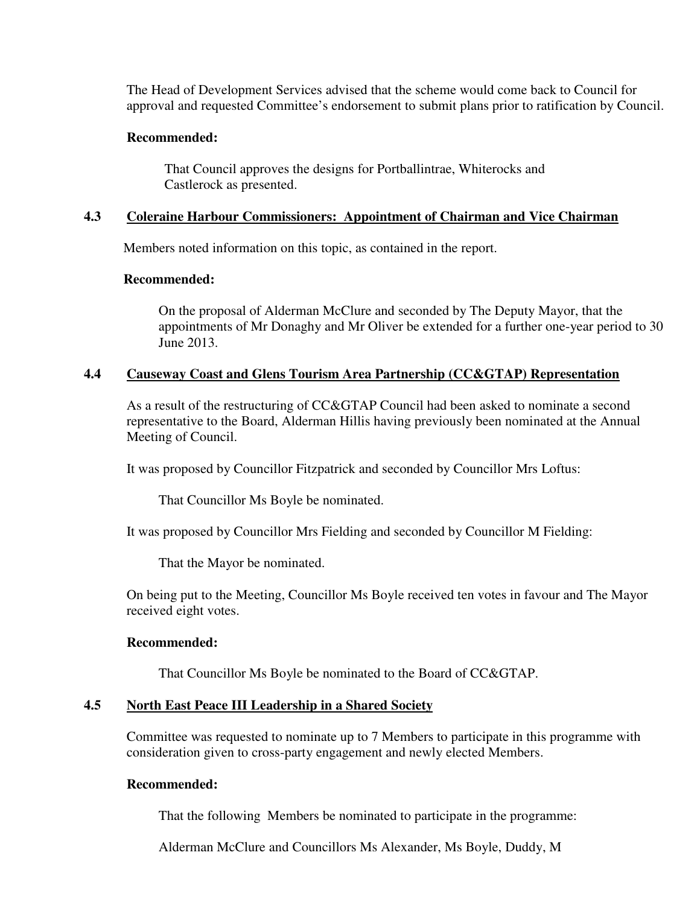The Head of Development Services advised that the scheme would come back to Council for approval and requested Committee's endorsement to submit plans prior to ratification by Council.

**Recommended:**

That Council approves the designs for Portballintrae, Whiterocks and Castlerock as presented.

### 4.3 Coleraine Harbour Commissioners: Appointment of Chairman and Vice Chairman

Members noted information on this topic, as contained in the report.

**Recommended:**

On the proposal of Alderman McClure and seconded by The Deputy Mayor, that the appointments of Mr Donaghy and Mr Oliver be extended for a further one-year period to 30 June 2013.

### 4.4 Causeway Coast and Glens Tourism Area Partnership (CC&GTAP) Representation

As a result of the restructuring of CC&GTAP Council had been asked to nominate a second representative to the Board, Alderman Hillis having previously been nominated at the Annual Meeting of Council.

It was proposed by Councillor Fitzpatrick and seconded by Councillor Mrs Loftus:

That Councillor Ms Boyle be nominated.

It was proposed by Councillor Mrs Fielding and seconded by Councillor M Fielding:

That the Mayor be nominated.

On being put to the Meeting, Councillor Ms Boyle received ten votes in favour and The Mayor received eight votes.

**Recommended:**

That Councillor Ms Boyle be nominated to the Board of CC&GTAP.

### 4.5 North East Peace III Leadership in a Shared Society

Committee was requested to nominate up to 7 Members to participate in this programme with consideration given to cross-party engagement and newly elected Members.

**Recommended:**

That the following Members be nominated to participate in the programme:

Alderman McClure and Councillors Ms Alexander, Ms Boyle, Duddy, M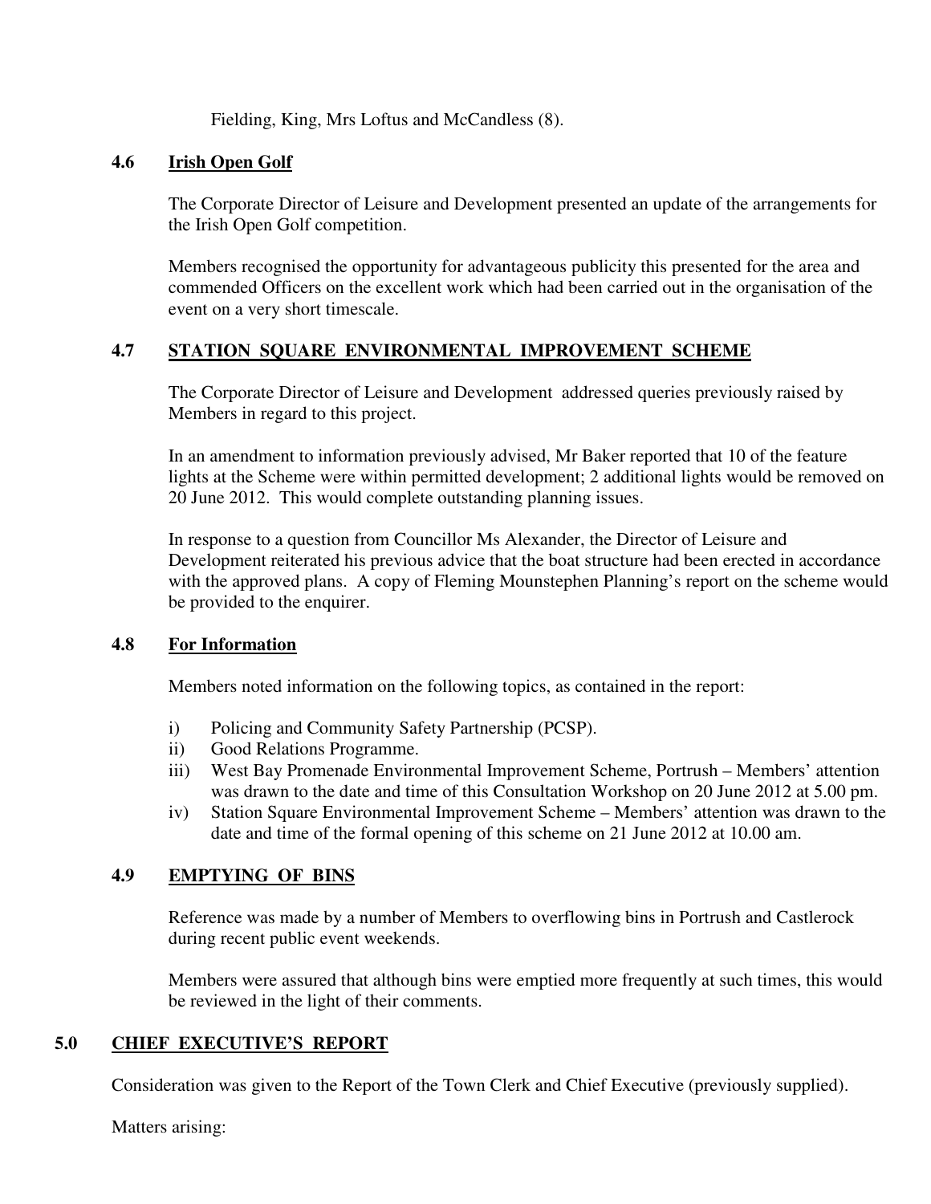Fielding, King, Mrs Loftus and McCandless (8).

### 4.6 Irish Open Golf

The Corporate Director of Leisure and Development presented an update of the arrangements for the Irish Open Golf competition.

Members recognised the opportunity for advantageous publicity this presented for the area and commended Officers on the excellent work which had been carried out in the organisation of the event on a very short timescale.

### 4.7 STATION SQUARE ENVIRONMENTAL IMPROVEMENT SCHEME

The Corporate Director of Leisure and Development addressed queries previously raised by Members in regard to this project.

In an amendment to information previously advised, Mr Baker reported that 10 of the feature lights at the Scheme were within permitted development; 2 additional lights would be removed on 20 June 2012. This would complete outstanding planning issues.

In response to a question from Councillor Ms Alexander, the Director of Leisure and Development reiterated his previous advice that the boat structure had been erected in accordance with the approved plans. A copy of Fleming Mounstephen Planning's report on the scheme would be provided to the enquirer.

### 4.8 For Information

Members noted information on the following topics, as contained in the report:

i) Policing and Community Safety Partnership (PCSP).
ii) Good Relations Programme.
iii) West Bay Promenade Environmental Improvement Scheme, Portrush – Members' attention was drawn to the date and time of this Consultation Workshop on 20 June 2012 at 5.00 pm.
iv) Station Square Environmental Improvement Scheme – Members' attention was drawn to the date and time of the formal opening of this scheme on 21 June 2012 at 10.00 am.

### 4.9 EMPTYING OF BINS

Reference was made by a number of Members to overflowing bins in Portrush and Castlerock during recent public event weekends.

Members were assured that although bins were emptied more frequently at such times, this would be reviewed in the light of their comments.

## 5.0 CHIEF EXECUTIVE'S REPORT

Consideration was given to the Report of the Town Clerk and Chief Executive (previously supplied).

Matters arising: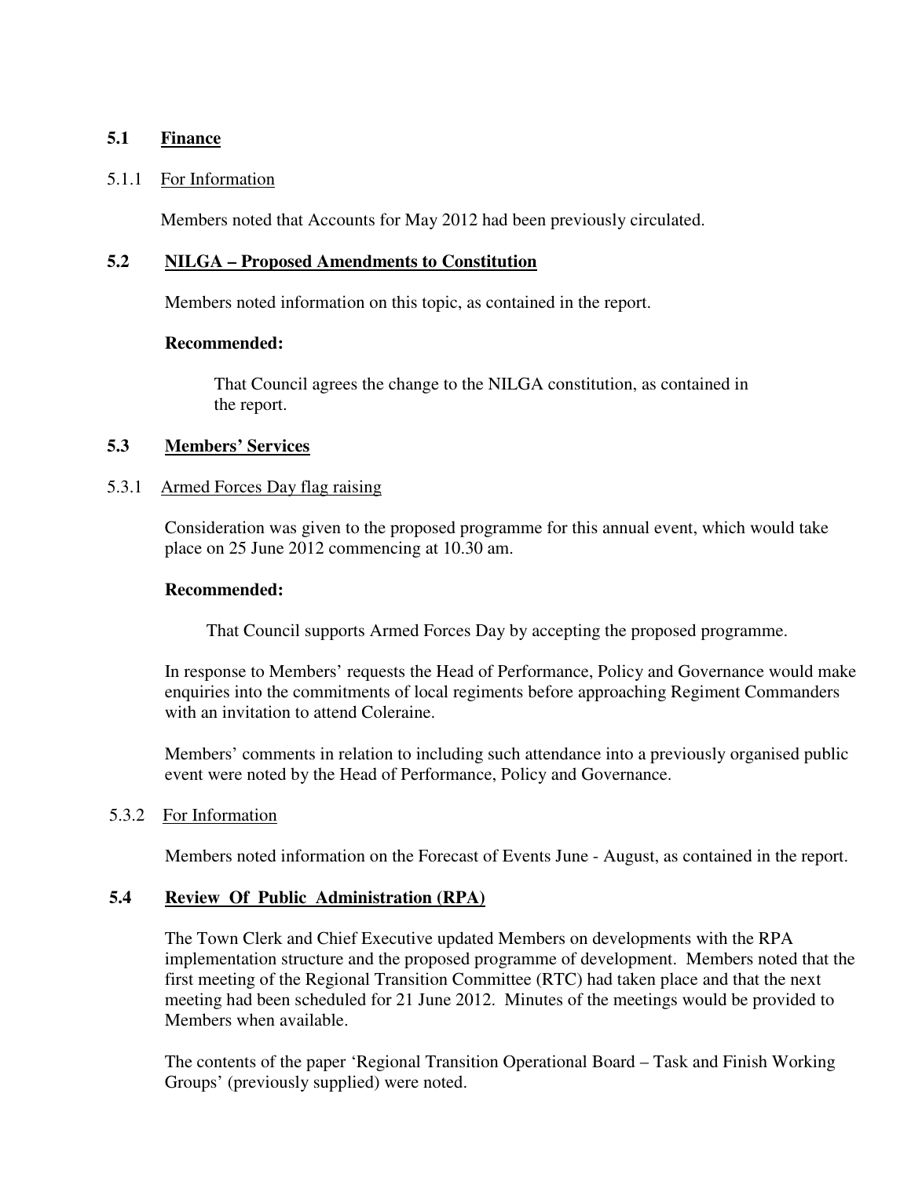## 5.1 Finance

5.1.1 For Information

Members noted that Accounts for May 2012 had been previously circulated.

## 5.2 NILGA – Proposed Amendments to Constitution

Members noted information on this topic, as contained in the report.

**Recommended:**

That Council agrees the change to the NILGA constitution, as contained in the report.

## 5.3 Members' Services

5.3.1 Armed Forces Day flag raising

Consideration was given to the proposed programme for this annual event, which would take place on 25 June 2012 commencing at 10.30 am.

**Recommended:**

That Council supports Armed Forces Day by accepting the proposed programme.

In response to Members' requests the Head of Performance, Policy and Governance would make enquiries into the commitments of local regiments before approaching Regiment Commanders with an invitation to attend Coleraine.

Members' comments in relation to including such attendance into a previously organised public event were noted by the Head of Performance, Policy and Governance.

5.3.2 For Information

Members noted information on the Forecast of Events June - August, as contained in the report.

## 5.4 Review Of Public Administration (RPA)

The Town Clerk and Chief Executive updated Members on developments with the RPA implementation structure and the proposed programme of development. Members noted that the first meeting of the Regional Transition Committee (RTC) had taken place and that the next meeting had been scheduled for 21 June 2012. Minutes of the meetings would be provided to Members when available.

The contents of the paper 'Regional Transition Operational Board – Task and Finish Working Groups' (previously supplied) were noted.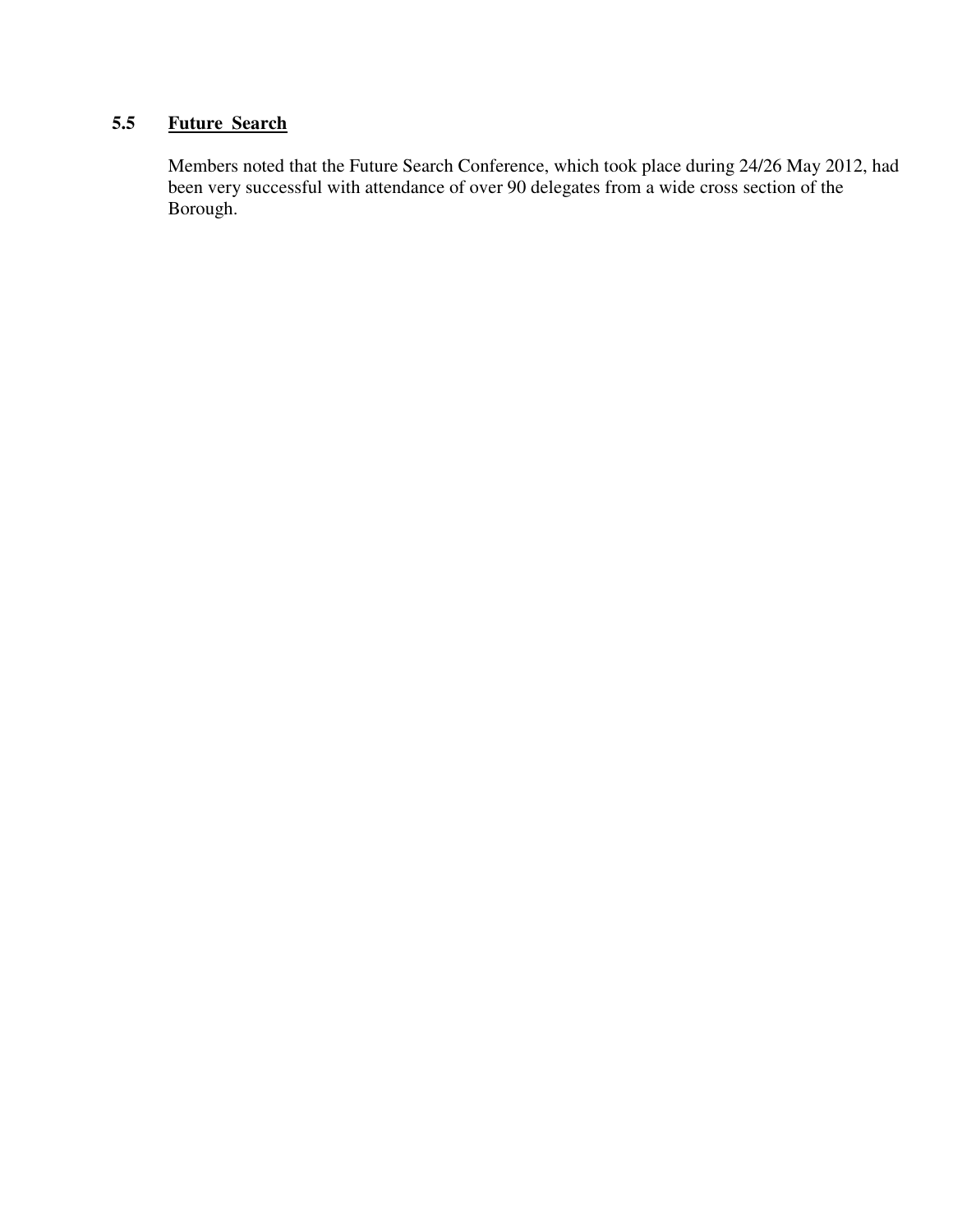### 5.5 **Future Search**

Members noted that the Future Search Conference, which took place during 24/26 May 2012, had been very successful with attendance of over 90 delegates from a wide cross section of the Borough.